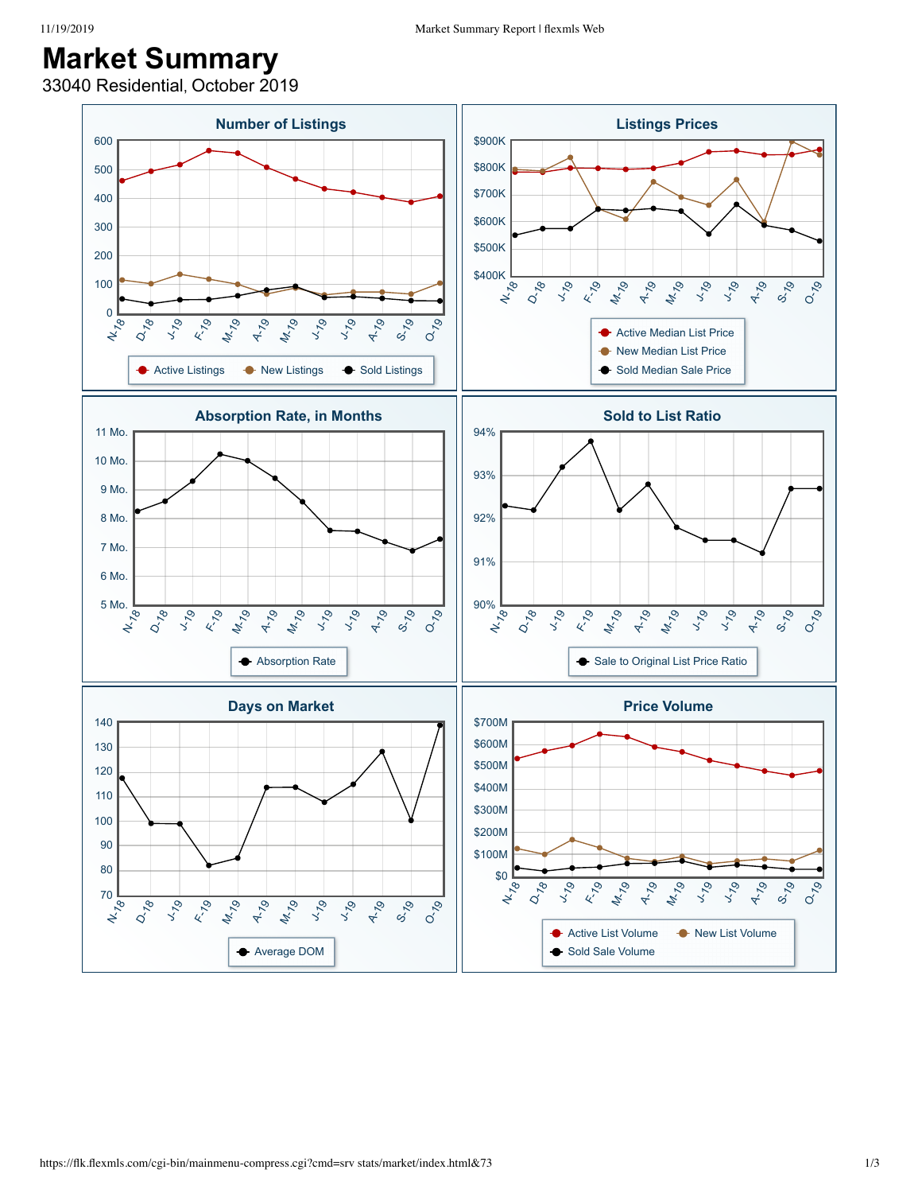# Market Summary

33040 Residential, October 2019

## Number of Listings

600, 500, 400, 300, 200, 100, 0

N-18, D-18, J-19, F-19, M-19, A-19, M-19, J-19, J-19, A-19, S-19, O-19

Active Listings, New Listings, Sold Listings

## Listings Prices

$900K, $800K, $700K, $600K, $500K, $400K

N-18, D-18, J-19, F-19, M-19, A-19, M-19, J-19, J-19, A-19, S-19, O-19

Active Median List Price, New Median List Price, Sold Median Sale Price

## Absorption Rate, in Months

11 Mo., 10 Mo., 9 Mo., 8 Mo., 7 Mo., 6 Mo., 5 Mo.

N-18, D-18, J-19, F-19, M-19, A-19, M-19, J-19, J-19, A-19, S-19, O-19

Absorption Rate

## Sold to List Ratio

94%, 93%, 92%, 91%, 90%

N-18, D-18, J-19, F-19, M-19, A-19, M-19, J-19, J-19, A-19, S-19, O-19

Sale to Original List Price Ratio

## Days on Market

140, 130, 120, 110, 100, 90, 80, 70

N-18, D-18, J-19, F-19, M-19, A-19, M-19, J-19, J-19, A-19, S-19, O-19

Average DOM

## Price Volume

$700M, $600M, $500M, $400M, $300M, $200M, $100M, $0

N-18, D-18, J-19, F-19, M-19, A-19, M-19, J-19, J-19, A-19, S-19, O-19

Active List Volume, New List Volume, Sold Sale Volume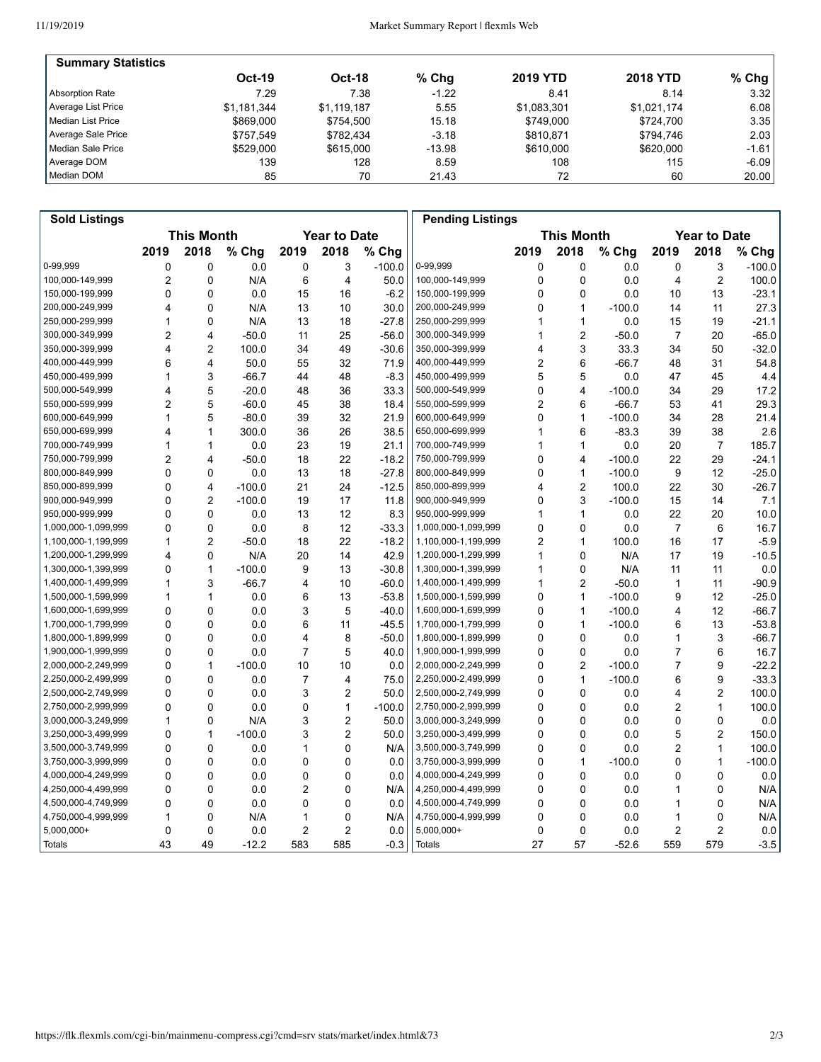## Summary Statistics

| | Oct-19 | Oct-18 | % Chg | 2019 YTD | 2018 YTD | % Chg |
|---|---|---|---|---|---|---|
| Absorption Rate | 7.29 | 7.38 | -1.22 | 8.41 | 8.14 | 3.32 |
| Average List Price | $1,181,344 | $1,119,187 | 5.55 | $1,083,301 | $1,021,174 | 6.08 |
| Median List Price | $869,000 | $754,500 | 15.18 | $749,000 | $724,700 | 3.35 |
| Average Sale Price | $757,549 | $782,434 | -3.18 | $810,871 | $794,746 | 2.03 |
| Median Sale Price | $529,000 | $615,000 | -13.98 | $610,000 | $620,000 | -1.61 |
| Average DOM | 139 | 128 | 8.59 | 108 | 115 | -6.09 |
| Median DOM | 85 | 70 | 21.43 | 72 | 60 | 20.00 |

## Sold Listings

| | This Month | | | Year to Date | | |
|---|---|---|---|---|---|---|
| | 2019 | 2018 | % Chg | 2019 | 2018 | % Chg |
| 0-99,999 | 0 | 0 | 0.0 | 0 | 3 | -100.0 |
| 100,000-149,999 | 2 | 0 | N/A | 6 | 4 | 50.0 |
| 150,000-199,999 | 0 | 0 | 0.0 | 15 | 16 | -6.2 |
| 200,000-249,999 | 4 | 0 | N/A | 13 | 10 | 30.0 |
| 250,000-299,999 | 1 | 0 | N/A | 13 | 18 | -27.8 |
| 300,000-349,999 | 2 | 4 | -50.0 | 11 | 25 | -56.0 |
| 350,000-399,999 | 4 | 2 | 100.0 | 34 | 49 | -30.6 |
| 400,000-449,999 | 6 | 4 | 50.0 | 55 | 32 | 71.9 |
| 450,000-499,999 | 1 | 3 | -66.7 | 44 | 48 | -8.3 |
| 500,000-549,999 | 4 | 5 | -20.0 | 48 | 36 | 33.3 |
| 550,000-599,999 | 2 | 5 | -60.0 | 45 | 38 | 18.4 |
| 600,000-649,999 | 1 | 5 | -80.0 | 39 | 32 | 21.9 |
| 650,000-699,999 | 4 | 1 | 300.0 | 36 | 26 | 38.5 |
| 700,000-749,999 | 1 | 1 | 0.0 | 23 | 19 | 21.1 |
| 750,000-799,999 | 2 | 4 | -50.0 | 18 | 22 | -18.2 |
| 800,000-849,999 | 0 | 0 | 0.0 | 13 | 18 | -27.8 |
| 850,000-899,999 | 0 | 4 | -100.0 | 21 | 24 | -12.5 |
| 900,000-949,999 | 0 | 2 | -100.0 | 19 | 17 | 11.8 |
| 950,000-999,999 | 0 | 0 | 0.0 | 13 | 12 | 8.3 |
| 1,000,000-1,099,999 | 0 | 0 | 0.0 | 8 | 12 | -33.3 |
| 1,100,000-1,199,999 | 1 | 2 | -50.0 | 18 | 22 | -18.2 |
| 1,200,000-1,299,999 | 4 | 0 | N/A | 20 | 14 | 42.9 |
| 1,300,000-1,399,999 | 0 | 1 | -100.0 | 9 | 13 | -30.8 |
| 1,400,000-1,499,999 | 1 | 3 | -66.7 | 4 | 10 | -60.0 |
| 1,500,000-1,599,999 | 1 | 1 | 0.0 | 6 | 13 | -53.8 |
| 1,600,000-1,699,999 | 0 | 0 | 0.0 | 3 | 5 | -40.0 |
| 1,700,000-1,799,999 | 0 | 0 | 0.0 | 6 | 11 | -45.5 |
| 1,800,000-1,899,999 | 0 | 0 | 0.0 | 4 | 8 | -50.0 |
| 1,900,000-1,999,999 | 0 | 0 | 0.0 | 7 | 5 | 40.0 |
| 2,000,000-2,249,999 | 0 | 1 | -100.0 | 10 | 10 | 0.0 |
| 2,250,000-2,499,999 | 0 | 0 | 0.0 | 7 | 4 | 75.0 |
| 2,500,000-2,749,999 | 0 | 0 | 0.0 | 3 | 2 | 50.0 |
| 2,750,000-2,999,999 | 0 | 0 | 0.0 | 0 | 1 | -100.0 |
| 3,000,000-3,249,999 | 1 | 0 | N/A | 3 | 2 | 50.0 |
| 3,250,000-3,499,999 | 0 | 1 | -100.0 | 3 | 2 | 50.0 |
| 3,500,000-3,749,999 | 0 | 0 | 0.0 | 1 | 0 | N/A |
| 3,750,000-3,999,999 | 0 | 0 | 0.0 | 0 | 0 | 0.0 |
| 4,000,000-4,249,999 | 0 | 0 | 0.0 | 0 | 0 | 0.0 |
| 4,250,000-4,499,999 | 0 | 0 | 0.0 | 2 | 0 | N/A |
| 4,500,000-4,749,999 | 0 | 0 | 0.0 | 0 | 0 | 0.0 |
| 4,750,000-4,999,999 | 1 | 0 | N/A | 1 | 0 | N/A |
| 5,000,000+ | 0 | 0 | 0.0 | 2 | 2 | 0.0 |
| Totals | 43 | 49 | -12.2 | 583 | 585 | -0.3 |

## Pending Listings

| | This Month | | | Year to Date | | |
|---|---|---|---|---|---|---|
| | 2019 | 2018 | % Chg | 2019 | 2018 | % Chg |
| 0-99,999 | 0 | 0 | 0.0 | 0 | 3 | -100.0 |
| 100,000-149,999 | 0 | 0 | 0.0 | 4 | 2 | 100.0 |
| 150,000-199,999 | 0 | 0 | 0.0 | 10 | 13 | -23.1 |
| 200,000-249,999 | 0 | 1 | -100.0 | 14 | 11 | 27.3 |
| 250,000-299,999 | 1 | 1 | 0.0 | 15 | 19 | -21.1 |
| 300,000-349,999 | 1 | 2 | -50.0 | 7 | 20 | -65.0 |
| 350,000-399,999 | 4 | 3 | 33.3 | 34 | 50 | -32.0 |
| 400,000-449,999 | 2 | 6 | -66.7 | 48 | 31 | 54.8 |
| 450,000-499,999 | 5 | 5 | 0.0 | 47 | 45 | 4.4 |
| 500,000-549,999 | 0 | 4 | -100.0 | 34 | 29 | 17.2 |
| 550,000-599,999 | 2 | 6 | -66.7 | 53 | 41 | 29.3 |
| 600,000-649,999 | 0 | 1 | -100.0 | 34 | 28 | 21.4 |
| 650,000-699,999 | 1 | 6 | -83.3 | 39 | 38 | 2.6 |
| 700,000-749,999 | 1 | 1 | 0.0 | 20 | 7 | 185.7 |
| 750,000-799,999 | 0 | 4 | -100.0 | 22 | 29 | -24.1 |
| 800,000-849,999 | 0 | 1 | -100.0 | 9 | 12 | -25.0 |
| 850,000-899,999 | 4 | 2 | 100.0 | 22 | 30 | -26.7 |
| 900,000-949,999 | 0 | 3 | -100.0 | 15 | 14 | 7.1 |
| 950,000-999,999 | 1 | 1 | 0.0 | 22 | 20 | 10.0 |
| 1,000,000-1,099,999 | 0 | 0 | 0.0 | 7 | 6 | 16.7 |
| 1,100,000-1,199,999 | 2 | 1 | 100.0 | 16 | 17 | -5.9 |
| 1,200,000-1,299,999 | 1 | 0 | N/A | 17 | 19 | -10.5 |
| 1,300,000-1,399,999 | 1 | 0 | N/A | 11 | 11 | 0.0 |
| 1,400,000-1,499,999 | 1 | 2 | -50.0 | 1 | 11 | -90.9 |
| 1,500,000-1,599,999 | 0 | 1 | -100.0 | 9 | 12 | -25.0 |
| 1,600,000-1,699,999 | 0 | 1 | -100.0 | 4 | 12 | -66.7 |
| 1,700,000-1,799,999 | 0 | 1 | -100.0 | 6 | 13 | -53.8 |
| 1,800,000-1,899,999 | 0 | 0 | 0.0 | 1 | 3 | -66.7 |
| 1,900,000-1,999,999 | 0 | 0 | 0.0 | 7 | 6 | 16.7 |
| 2,000,000-2,249,999 | 0 | 2 | -100.0 | 7 | 9 | -22.2 |
| 2,250,000-2,499,999 | 0 | 1 | -100.0 | 6 | 9 | -33.3 |
| 2,500,000-2,749,999 | 0 | 0 | 0.0 | 4 | 2 | 100.0 |
| 2,750,000-2,999,999 | 0 | 0 | 0.0 | 2 | 1 | 100.0 |
| 3,000,000-3,249,999 | 0 | 0 | 0.0 | 0 | 0 | 0.0 |
| 3,250,000-3,499,999 | 0 | 0 | 0.0 | 5 | 2 | 150.0 |
| 3,500,000-3,749,999 | 0 | 0 | 0.0 | 2 | 1 | 100.0 |
| 3,750,000-3,999,999 | 0 | 1 | -100.0 | 0 | 1 | -100.0 |
| 4,000,000-4,249,999 | 0 | 0 | 0.0 | 0 | 0 | 0.0 |
| 4,250,000-4,499,999 | 0 | 0 | 0.0 | 1 | 0 | N/A |
| 4,500,000-4,749,999 | 0 | 0 | 0.0 | 1 | 0 | N/A |
| 4,750,000-4,999,999 | 0 | 0 | 0.0 | 1 | 0 | N/A |
| 5,000,000+ | 0 | 0 | 0.0 | 2 | 2 | 0.0 |
| Totals | 27 | 57 | -52.6 | 559 | 579 | -3.5 |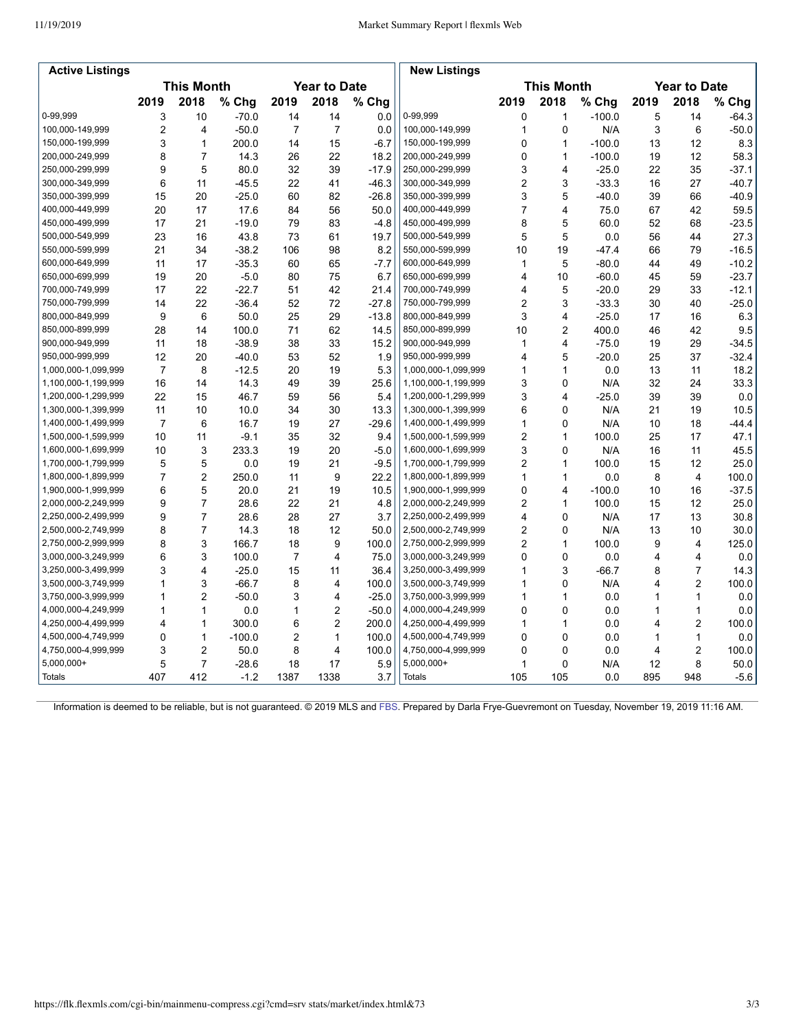## Active Listings

| | This Month | | | Year to Date | | |
|---|---|---|---|---|---|---|
| | 2019 | 2018 | % Chg | 2019 | 2018 | % Chg |
| 0-99,999 | 3 | 10 | -70.0 | 14 | 14 | 0.0 |
| 100,000-149,999 | 2 | 4 | -50.0 | 7 | 7 | 0.0 |
| 150,000-199,999 | 3 | 1 | 200.0 | 14 | 15 | -6.7 |
| 200,000-249,999 | 8 | 7 | 14.3 | 26 | 22 | 18.2 |
| 250,000-299,999 | 9 | 5 | 80.0 | 32 | 39 | -17.9 |
| 300,000-349,999 | 6 | 11 | -45.5 | 22 | 41 | -46.3 |
| 350,000-399,999 | 15 | 20 | -25.0 | 60 | 82 | -26.8 |
| 400,000-449,999 | 20 | 17 | 17.6 | 84 | 56 | 50.0 |
| 450,000-499,999 | 17 | 21 | -19.0 | 79 | 83 | -4.8 |
| 500,000-549,999 | 23 | 16 | 43.8 | 73 | 61 | 19.7 |
| 550,000-599,999 | 21 | 34 | -38.2 | 106 | 98 | 8.2 |
| 600,000-649,999 | 11 | 17 | -35.3 | 60 | 65 | -7.7 |
| 650,000-699,999 | 19 | 20 | -5.0 | 80 | 75 | 6.7 |
| 700,000-749,999 | 17 | 22 | -22.7 | 51 | 42 | 21.4 |
| 750,000-799,999 | 14 | 22 | -36.4 | 52 | 72 | -27.8 |
| 800,000-849,999 | 9 | 6 | 50.0 | 25 | 29 | -13.8 |
| 850,000-899,999 | 28 | 14 | 100.0 | 71 | 62 | 14.5 |
| 900,000-949,999 | 11 | 18 | -38.9 | 38 | 33 | 15.2 |
| 950,000-999,999 | 12 | 20 | -40.0 | 53 | 52 | 1.9 |
| 1,000,000-1,099,999 | 7 | 8 | -12.5 | 20 | 19 | 5.3 |
| 1,100,000-1,199,999 | 16 | 14 | 14.3 | 49 | 39 | 25.6 |
| 1,200,000-1,299,999 | 22 | 15 | 46.7 | 59 | 56 | 5.4 |
| 1,300,000-1,399,999 | 11 | 10 | 10.0 | 34 | 30 | 13.3 |
| 1,400,000-1,499,999 | 7 | 6 | 16.7 | 19 | 27 | -29.6 |
| 1,500,000-1,599,999 | 10 | 11 | -9.1 | 35 | 32 | 9.4 |
| 1,600,000-1,699,999 | 10 | 3 | 233.3 | 19 | 20 | -5.0 |
| 1,700,000-1,799,999 | 5 | 5 | 0.0 | 19 | 21 | -9.5 |
| 1,800,000-1,899,999 | 7 | 2 | 250.0 | 11 | 9 | 22.2 |
| 1,900,000-1,999,999 | 6 | 5 | 20.0 | 21 | 19 | 10.5 |
| 2,000,000-2,249,999 | 9 | 7 | 28.6 | 22 | 21 | 4.8 |
| 2,250,000-2,499,999 | 9 | 7 | 28.6 | 28 | 27 | 3.7 |
| 2,500,000-2,749,999 | 8 | 7 | 14.3 | 18 | 12 | 50.0 |
| 2,750,000-2,999,999 | 8 | 3 | 166.7 | 18 | 9 | 100.0 |
| 3,000,000-3,249,999 | 6 | 3 | 100.0 | 7 | 4 | 75.0 |
| 3,250,000-3,499,999 | 3 | 4 | -25.0 | 15 | 11 | 36.4 |
| 3,500,000-3,749,999 | 1 | 3 | -66.7 | 8 | 4 | 100.0 |
| 3,750,000-3,999,999 | 1 | 2 | -50.0 | 3 | 4 | -25.0 |
| 4,000,000-4,249,999 | 1 | 1 | 0.0 | 1 | 2 | -50.0 |
| 4,250,000-4,499,999 | 4 | 1 | 300.0 | 6 | 2 | 200.0 |
| 4,500,000-4,749,999 | 0 | 1 | -100.0 | 2 | 1 | 100.0 |
| 4,750,000-4,999,999 | 3 | 2 | 50.0 | 8 | 4 | 100.0 |
| 5,000,000+ | 5 | 7 | -28.6 | 18 | 17 | 5.9 |
| Totals | 407 | 412 | -1.2 | 1387 | 1338 | 3.7 |

## New Listings

| | This Month | | | Year to Date | | |
|---|---|---|---|---|---|---|
| | 2019 | 2018 | % Chg | 2019 | 2018 | % Chg |
| 0-99,999 | 0 | 1 | -100.0 | 5 | 14 | -64.3 |
| 100,000-149,999 | 1 | 0 | N/A | 3 | 6 | -50.0 |
| 150,000-199,999 | 0 | 1 | -100.0 | 13 | 12 | 8.3 |
| 200,000-249,999 | 0 | 1 | -100.0 | 19 | 12 | 58.3 |
| 250,000-299,999 | 3 | 4 | -25.0 | 22 | 35 | -37.1 |
| 300,000-349,999 | 2 | 3 | -33.3 | 16 | 27 | -40.7 |
| 350,000-399,999 | 3 | 5 | -40.0 | 39 | 66 | -40.9 |
| 400,000-449,999 | 7 | 4 | 75.0 | 67 | 42 | 59.5 |
| 450,000-499,999 | 8 | 5 | 60.0 | 52 | 68 | -23.5 |
| 500,000-549,999 | 5 | 5 | 0.0 | 56 | 44 | 27.3 |
| 550,000-599,999 | 10 | 19 | -47.4 | 66 | 79 | -16.5 |
| 600,000-649,999 | 1 | 5 | -80.0 | 44 | 49 | -10.2 |
| 650,000-699,999 | 4 | 10 | -60.0 | 45 | 59 | -23.7 |
| 700,000-749,999 | 4 | 5 | -20.0 | 29 | 33 | -12.1 |
| 750,000-799,999 | 2 | 3 | -33.3 | 30 | 40 | -25.0 |
| 800,000-849,999 | 3 | 4 | -25.0 | 17 | 16 | 6.3 |
| 850,000-899,999 | 10 | 2 | 400.0 | 46 | 42 | 9.5 |
| 900,000-949,999 | 1 | 4 | -75.0 | 19 | 29 | -34.5 |
| 950,000-999,999 | 4 | 5 | -20.0 | 25 | 37 | -32.4 |
| 1,000,000-1,099,999 | 1 | 1 | 0.0 | 13 | 11 | 18.2 |
| 1,100,000-1,199,999 | 3 | 0 | N/A | 32 | 24 | 33.3 |
| 1,200,000-1,299,999 | 3 | 4 | -25.0 | 39 | 39 | 0.0 |
| 1,300,000-1,399,999 | 6 | 0 | N/A | 21 | 19 | 10.5 |
| 1,400,000-1,499,999 | 1 | 0 | N/A | 10 | 18 | -44.4 |
| 1,500,000-1,599,999 | 2 | 1 | 100.0 | 25 | 17 | 47.1 |
| 1,600,000-1,699,999 | 3 | 0 | N/A | 16 | 11 | 45.5 |
| 1,700,000-1,799,999 | 2 | 1 | 100.0 | 15 | 12 | 25.0 |
| 1,800,000-1,899,999 | 1 | 1 | 0.0 | 8 | 4 | 100.0 |
| 1,900,000-1,999,999 | 0 | 4 | -100.0 | 10 | 16 | -37.5 |
| 2,000,000-2,249,999 | 2 | 1 | 100.0 | 15 | 12 | 25.0 |
| 2,250,000-2,499,999 | 4 | 0 | N/A | 17 | 13 | 30.8 |
| 2,500,000-2,749,999 | 2 | 0 | N/A | 13 | 10 | 30.0 |
| 2,750,000-2,999,999 | 2 | 1 | 100.0 | 9 | 4 | 125.0 |
| 3,000,000-3,249,999 | 0 | 0 | 0.0 | 4 | 4 | 0.0 |
| 3,250,000-3,499,999 | 1 | 3 | -66.7 | 8 | 7 | 14.3 |
| 3,500,000-3,749,999 | 1 | 0 | N/A | 4 | 2 | 100.0 |
| 3,750,000-3,999,999 | 1 | 1 | 0.0 | 1 | 1 | 0.0 |
| 4,000,000-4,249,999 | 0 | 0 | 0.0 | 1 | 1 | 0.0 |
| 4,250,000-4,499,999 | 1 | 1 | 0.0 | 4 | 2 | 100.0 |
| 4,500,000-4,749,999 | 0 | 0 | 0.0 | 1 | 1 | 0.0 |
| 4,750,000-4,999,999 | 0 | 0 | 0.0 | 4 | 2 | 100.0 |
| 5,000,000+ | 1 | 0 | N/A | 12 | 8 | 50.0 |
| Totals | 105 | 105 | 0.0 | 895 | 948 | -5.6 |

Information is deemed to be reliable, but is not guaranteed. © 2019 MLS and FBS. Prepared by Darla Frye-Guevremont on Tuesday, November 19, 2019 11:16 AM.